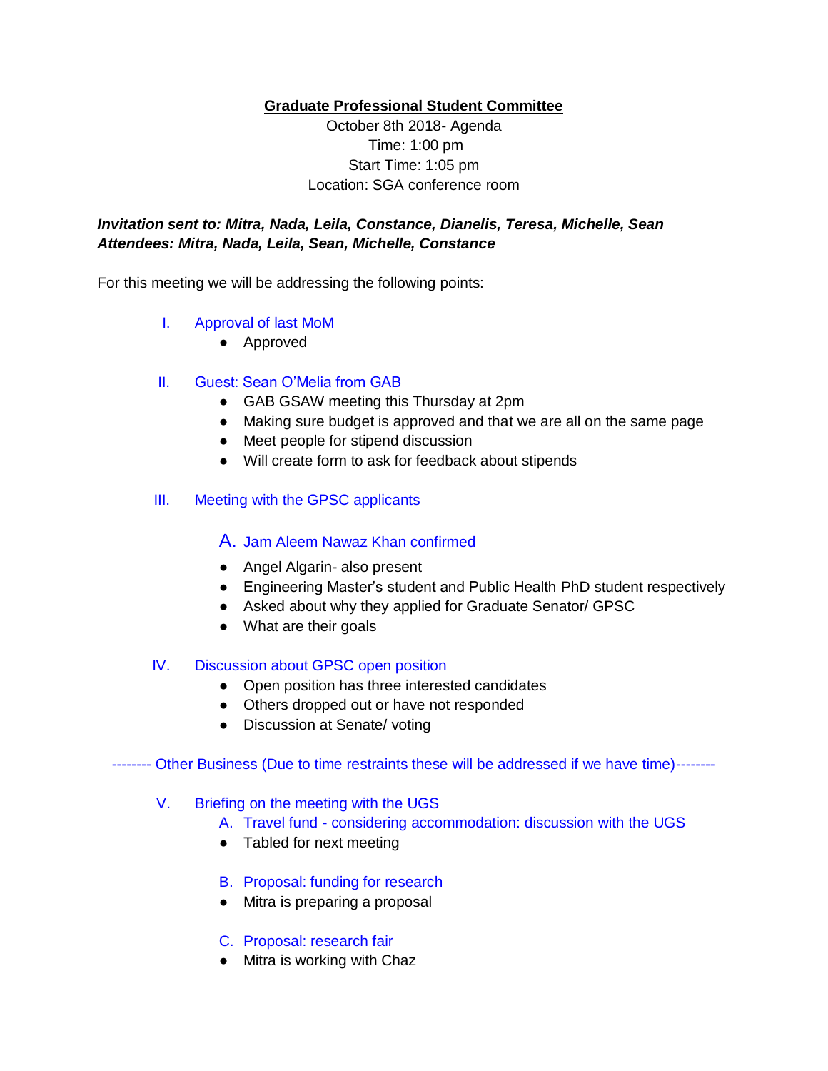**Graduate Professional Student Committee**

October 8th 2018- Agenda
Time: 1:00 pm
Start Time: 1:05 pm
Location: SGA conference room

***Invitation sent to: Mitra, Nada, Leila, Constance, Dianelis, Teresa, Michelle, Sean***
***Attendees: Mitra, Nada, Leila, Sean, Michelle, Constance***

For this meeting we will be addressing the following points:

I. Approval of last MoM
   - Approved

II. Guest: Sean O'Melia from GAB
   - GAB GSAW meeting this Thursday at 2pm
   - Making sure budget is approved and that we are all on the same page
   - Meet people for stipend discussion
   - Will create form to ask for feedback about stipends

III. Meeting with the GPSC applicants

   A. Jam Aleem Nawaz Khan confirmed
   - Angel Algarin- also present
   - Engineering Master's student and Public Health PhD student respectively
   - Asked about why they applied for Graduate Senator/ GPSC
   - What are their goals

IV. Discussion about GPSC open position
   - Open position has three interested candidates
   - Others dropped out or have not responded
   - Discussion at Senate/ voting

-------- Other Business (Due to time restraints these will be addressed if we have time)--------

V. Briefing on the meeting with the UGS
   A. Travel fund - considering accommodation: discussion with the UGS
   - Tabled for next meeting

   B. Proposal: funding for research
   - Mitra is preparing a proposal

   C. Proposal: research fair
   - Mitra is working with Chaz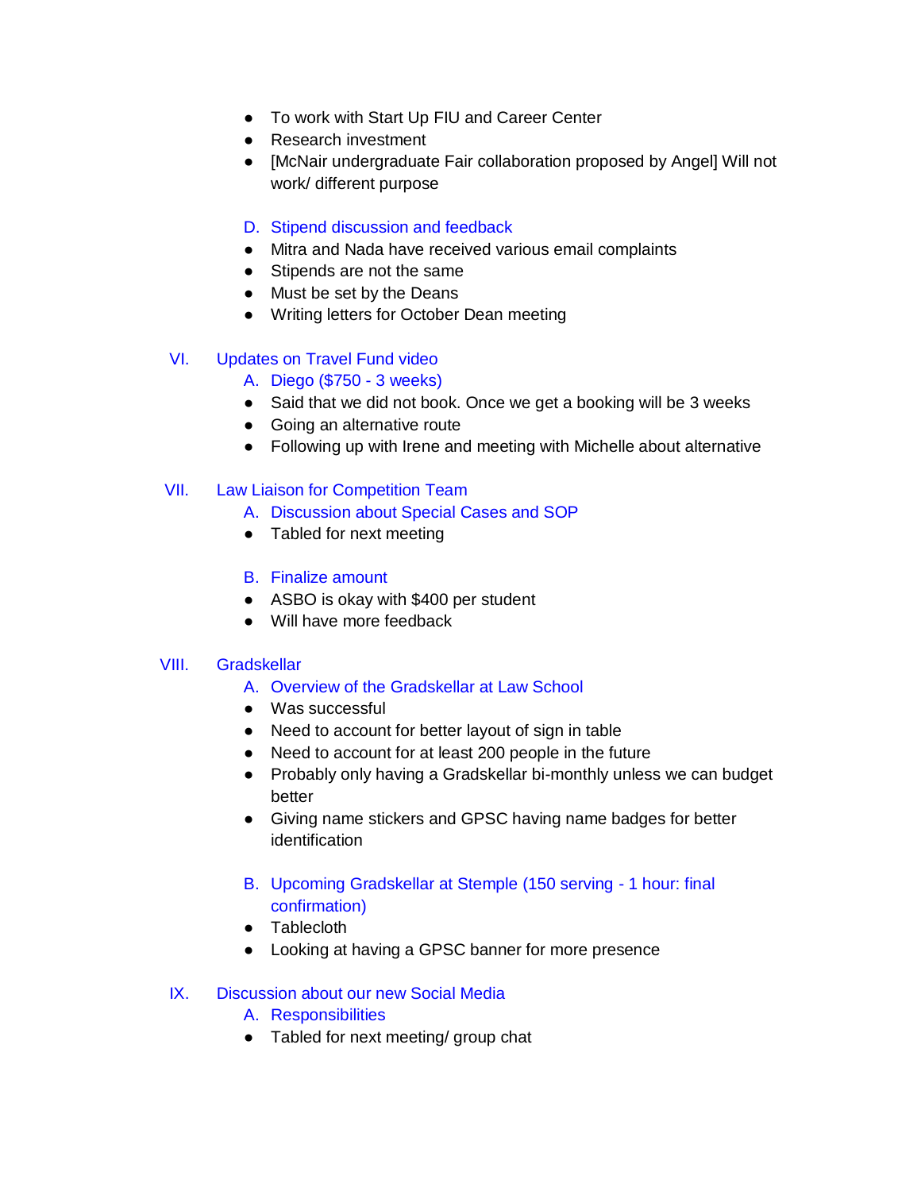- To work with Start Up FIU and Career Center
- Research investment
- [McNair undergraduate Fair collaboration proposed by Angel] Will not work/ different purpose

D. Stipend discussion and feedback

- Mitra and Nada have received various email complaints
- Stipends are not the same
- Must be set by the Deans
- Writing letters for October Dean meeting

VI. Updates on Travel Fund video

A. Diego ($750 - 3 weeks)

- Said that we did not book. Once we get a booking will be 3 weeks
- Going an alternative route
- Following up with Irene and meeting with Michelle about alternative

VII. Law Liaison for Competition Team

A. Discussion about Special Cases and SOP

- Tabled for next meeting

B. Finalize amount

- ASBO is okay with $400 per student
- Will have more feedback

VIII. Gradskellar

A. Overview of the Gradskellar at Law School

- Was successful
- Need to account for better layout of sign in table
- Need to account for at least 200 people in the future
- Probably only having a Gradskellar bi-monthly unless we can budget better
- Giving name stickers and GPSC having name badges for better identification

B. Upcoming Gradskellar at Stemple (150 serving - 1 hour: final confirmation)

- Tablecloth
- Looking at having a GPSC banner for more presence

IX. Discussion about our new Social Media

A. Responsibilities

- Tabled for next meeting/ group chat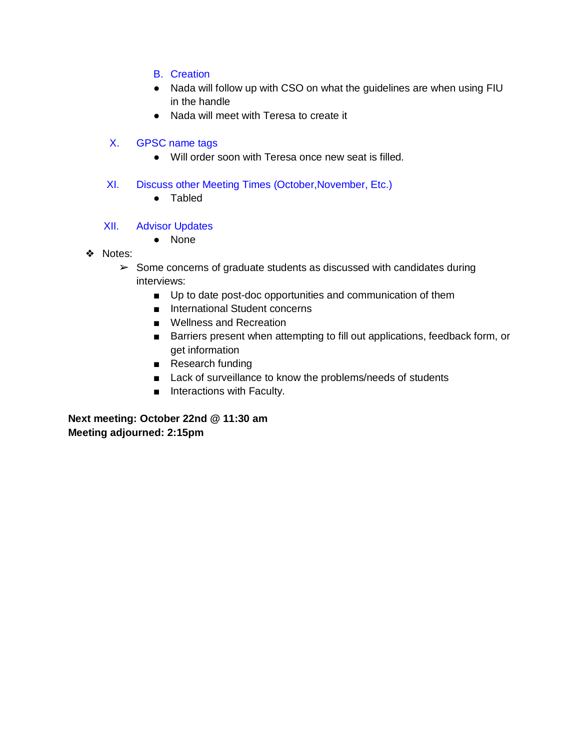B. Creation

- Nada will follow up with CSO on what the guidelines are when using FIU in the handle
- Nada will meet with Teresa to create it

X. GPSC name tags

- Will order soon with Teresa once new seat is filled.

XI. Discuss other Meeting Times (October,November, Etc.)

- Tabled

XII. Advisor Updates

- None

- Notes:
  - Some concerns of graduate students as discussed with candidates during interviews:
    - Up to date post-doc opportunities and communication of them
    - International Student concerns
    - Wellness and Recreation
    - Barriers present when attempting to fill out applications, feedback form, or get information
    - Research funding
    - Lack of surveillance to know the problems/needs of students
    - Interactions with Faculty.

**Next meeting: October 22nd @ 11:30 am**
**Meeting adjourned: 2:15pm**